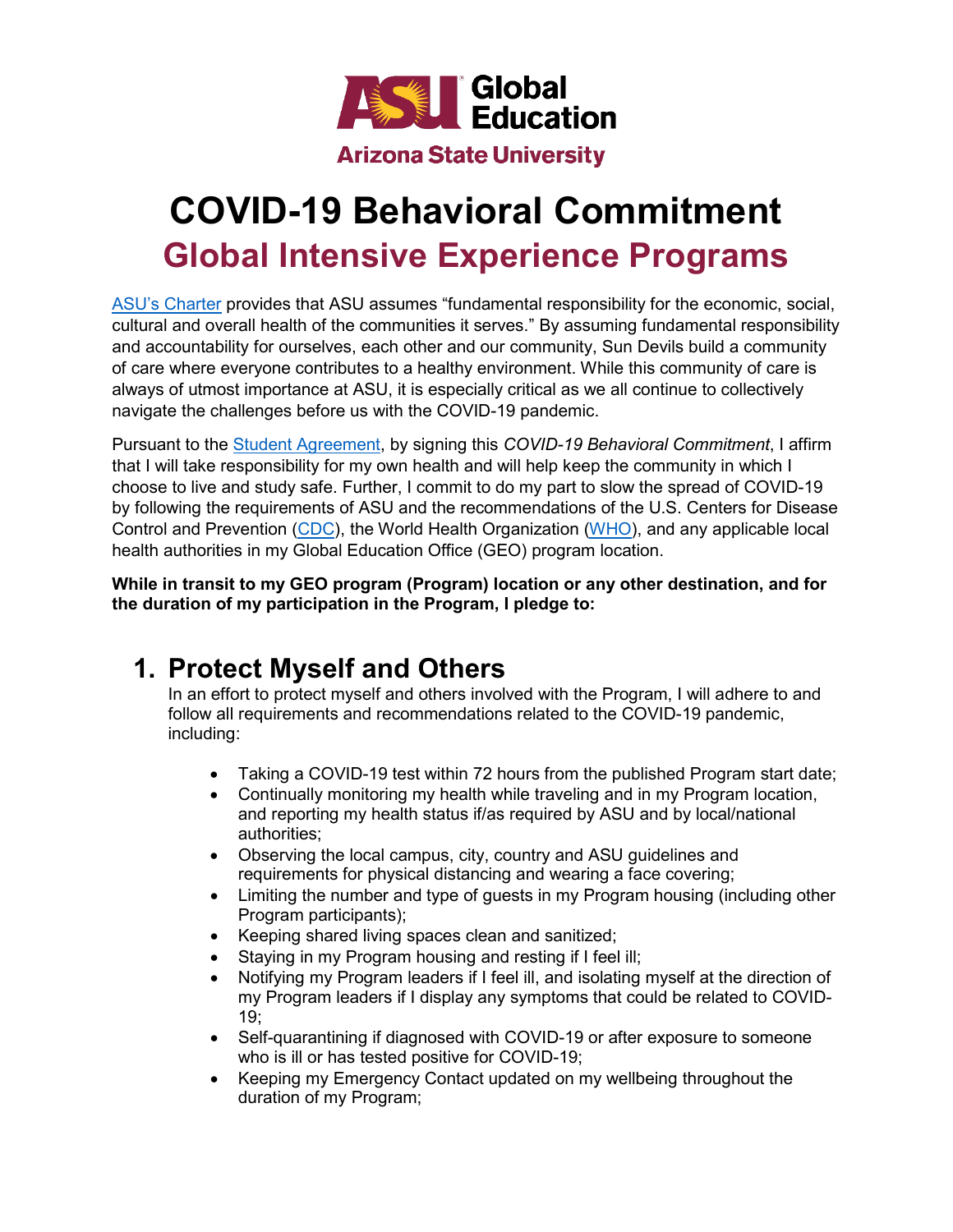ASU Global Education

Arizona State University

# COVID-19 Behavioral Commitment

## Global Intensive Experience Programs

ASU's Charter provides that ASU assumes "fundamental responsibility for the economic, social, cultural and overall health of the communities it serves." By assuming fundamental responsibility and accountability for ourselves, each other and our community, Sun Devils build a community of care where everyone contributes to a healthy environment. While this community of care is always of utmost importance at ASU, it is especially critical as we all continue to collectively navigate the challenges before us with the COVID-19 pandemic.

Pursuant to the Student Agreement, by signing this *COVID-19 Behavioral Commitment*, I affirm that I will take responsibility for my own health and will help keep the community in which I choose to live and study safe. Further, I commit to do my part to slow the spread of COVID-19 by following the requirements of ASU and the recommendations of the U.S. Centers for Disease Control and Prevention (CDC), the World Health Organization (WHO), and any applicable local health authorities in my Global Education Office (GEO) program location.

**While in transit to my GEO program (Program) location or any other destination, and for the duration of my participation in the Program, I pledge to:**

## 1. Protect Myself and Others

In an effort to protect myself and others involved with the Program, I will adhere to and follow all requirements and recommendations related to the COVID-19 pandemic, including:

- Taking a COVID-19 test within 72 hours from the published Program start date;
- Continually monitoring my health while traveling and in my Program location, and reporting my health status if/as required by ASU and by local/national authorities;
- Observing the local campus, city, country and ASU guidelines and requirements for physical distancing and wearing a face covering;
- Limiting the number and type of guests in my Program housing (including other Program participants);
- Keeping shared living spaces clean and sanitized;
- Staying in my Program housing and resting if I feel ill;
- Notifying my Program leaders if I feel ill, and isolating myself at the direction of my Program leaders if I display any symptoms that could be related to COVID-19;
- Self-quarantining if diagnosed with COVID-19 or after exposure to someone who is ill or has tested positive for COVID-19;
- Keeping my Emergency Contact updated on my wellbeing throughout the duration of my Program;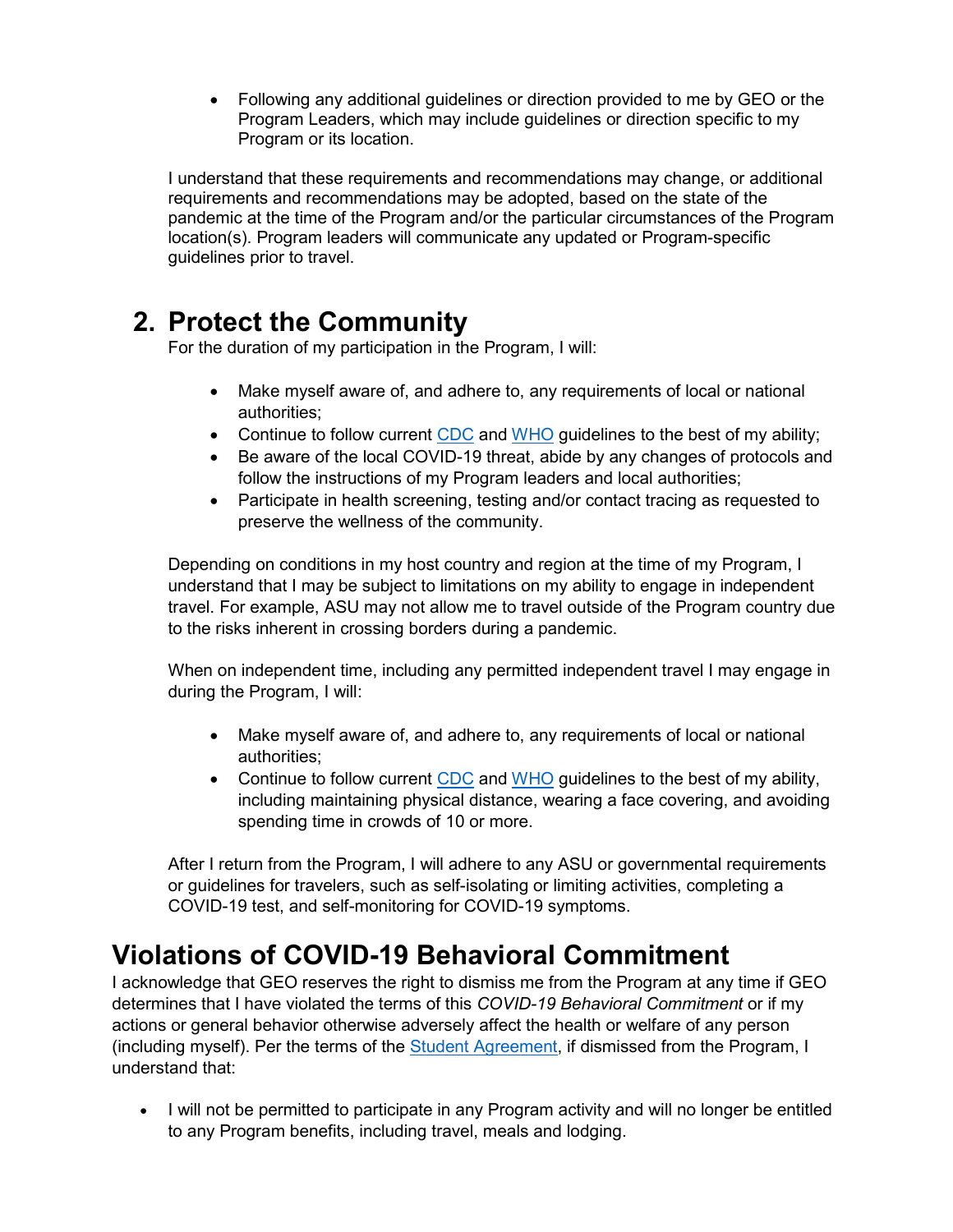- Following any additional guidelines or direction provided to me by GEO or the Program Leaders, which may include guidelines or direction specific to my Program or its location.

I understand that these requirements and recommendations may change, or additional requirements and recommendations may be adopted, based on the state of the pandemic at the time of the Program and/or the particular circumstances of the Program location(s). Program leaders will communicate any updated or Program-specific guidelines prior to travel.

## 2. Protect the Community

For the duration of my participation in the Program, I will:

- Make myself aware of, and adhere to, any requirements of local or national authorities;
- Continue to follow current [CDC] and [WHO] guidelines to the best of my ability;
- Be aware of the local COVID-19 threat, abide by any changes of protocols and follow the instructions of my Program leaders and local authorities;
- Participate in health screening, testing and/or contact tracing as requested to preserve the wellness of the community.

Depending on conditions in my host country and region at the time of my Program, I understand that I may be subject to limitations on my ability to engage in independent travel. For example, ASU may not allow me to travel outside of the Program country due to the risks inherent in crossing borders during a pandemic.

When on independent time, including any permitted independent travel I may engage in during the Program, I will:

- Make myself aware of, and adhere to, any requirements of local or national authorities;
- Continue to follow current [CDC] and [WHO] guidelines to the best of my ability, including maintaining physical distance, wearing a face covering, and avoiding spending time in crowds of 10 or more.

After I return from the Program, I will adhere to any ASU or governmental requirements or guidelines for travelers, such as self-isolating or limiting activities, completing a COVID-19 test, and self-monitoring for COVID-19 symptoms.

# Violations of COVID-19 Behavioral Commitment

I acknowledge that GEO reserves the right to dismiss me from the Program at any time if GEO determines that I have violated the terms of this *COVID-19 Behavioral Commitment* or if my actions or general behavior otherwise adversely affect the health or welfare of any person (including myself). Per the terms of the [Student Agreement], if dismissed from the Program, I understand that:

- I will not be permitted to participate in any Program activity and will no longer be entitled to any Program benefits, including travel, meals and lodging.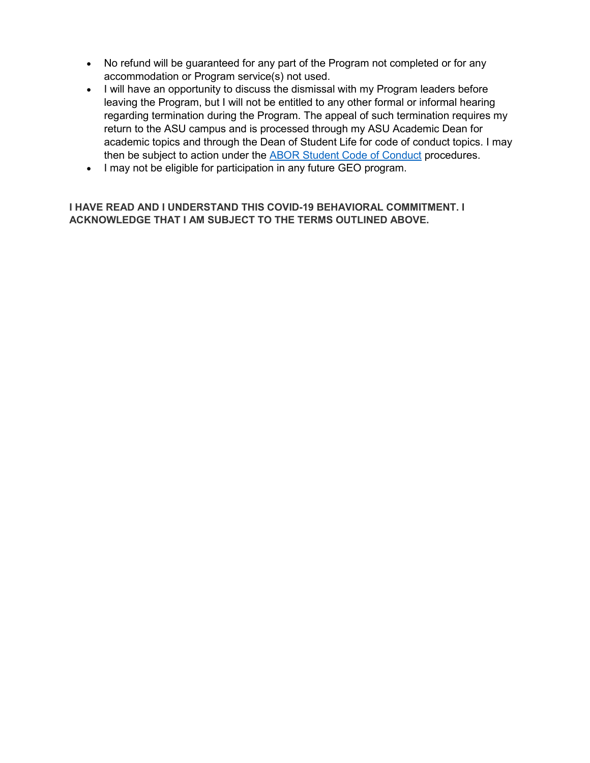- No refund will be guaranteed for any part of the Program not completed or for any accommodation or Program service(s) not used.
- I will have an opportunity to discuss the dismissal with my Program leaders before leaving the Program, but I will not be entitled to any other formal or informal hearing regarding termination during the Program. The appeal of such termination requires my return to the ASU campus and is processed through my ASU Academic Dean for academic topics and through the Dean of Student Life for code of conduct topics. I may then be subject to action under the ABOR Student Code of Conduct procedures.
- I may not be eligible for participation in any future GEO program.

**I HAVE READ AND I UNDERSTAND THIS COVID-19 BEHAVIORAL COMMITMENT. I ACKNOWLEDGE THAT I AM SUBJECT TO THE TERMS OUTLINED ABOVE.**